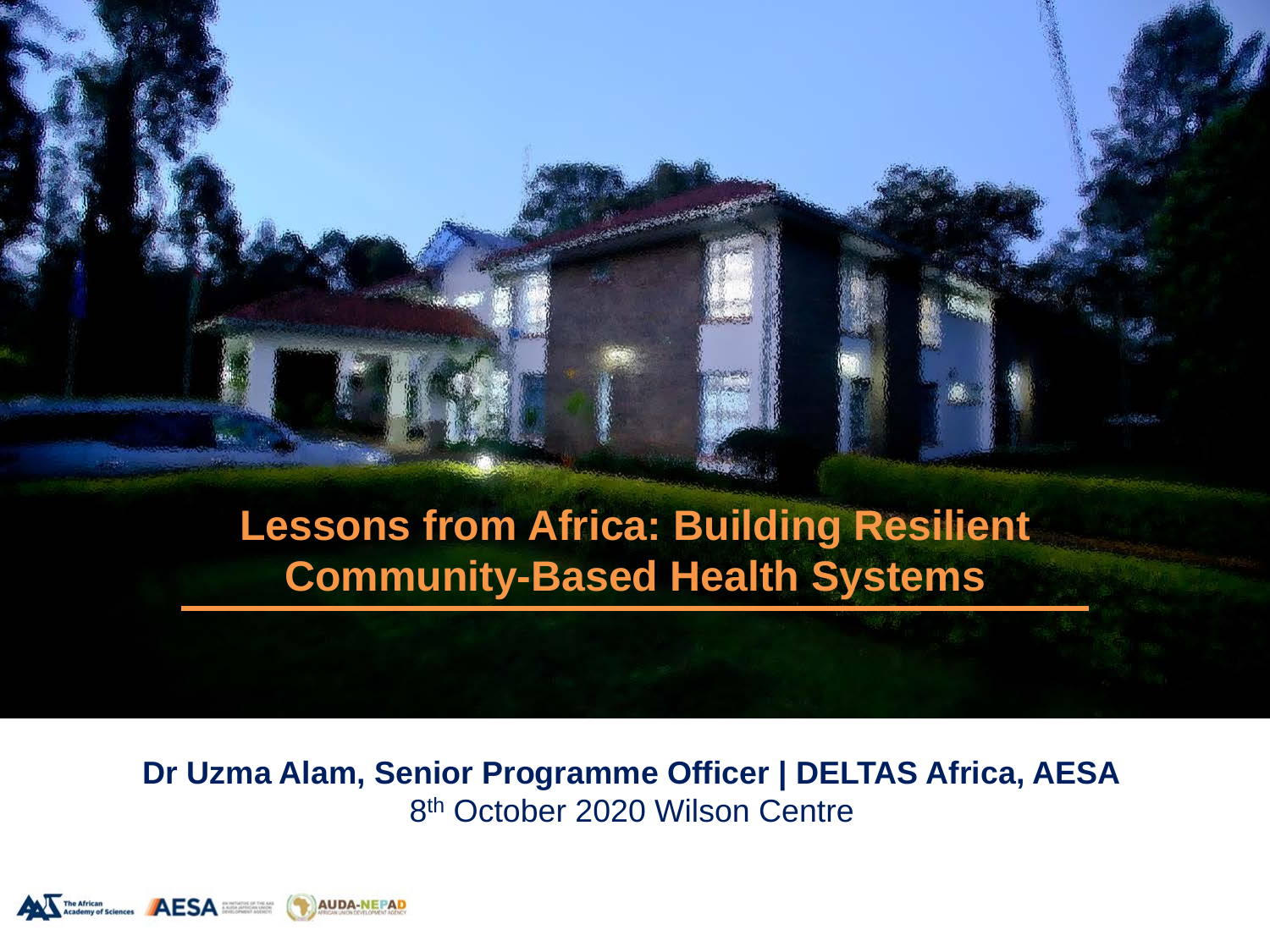# Lessons from Africa: Building Resilient Community-Based Health Systems

**Dr Uzma Alam, Senior Programme Officer | DELTAS Africa, AESA**

8th October 2020 Wilson Centre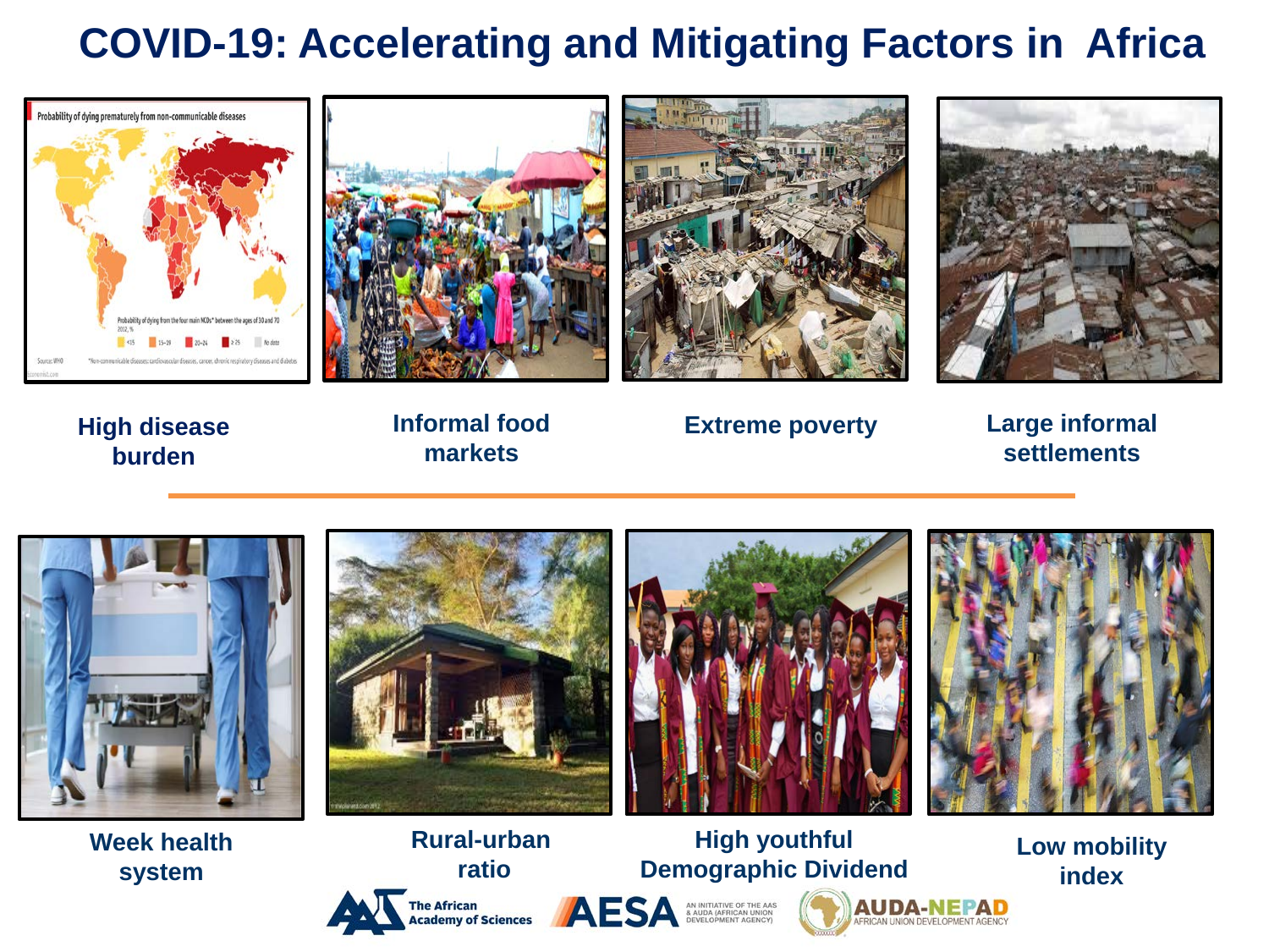# COVID-19: Accelerating and Mitigating Factors in Africa

High disease burden

Informal food markets

Extreme poverty

Large informal settlements

Week health system

Rural-urban ratio

High youthful Demographic Dividend

Low mobility index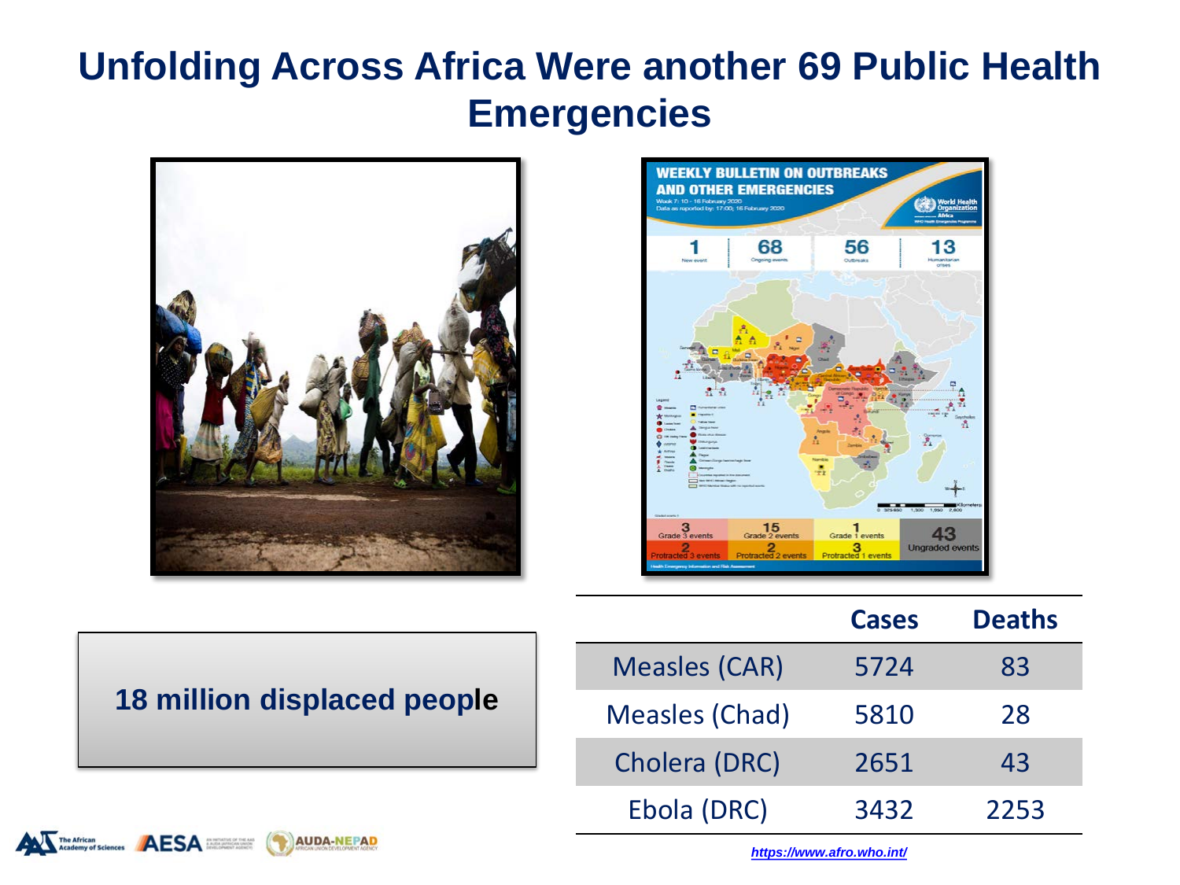# Unfolding Across Africa Were another 69 Public Health Emergencies

**18 million displaced people**

| | Cases | Deaths |
|---|---|---|
| Measles (CAR) | 5724 | 83 |
| Measles (Chad) | 5810 | 28 |
| Cholera (DRC) | 2651 | 43 |
| Ebola (DRC) | 3432 | 2253 |

*https://www.afro.who.int/*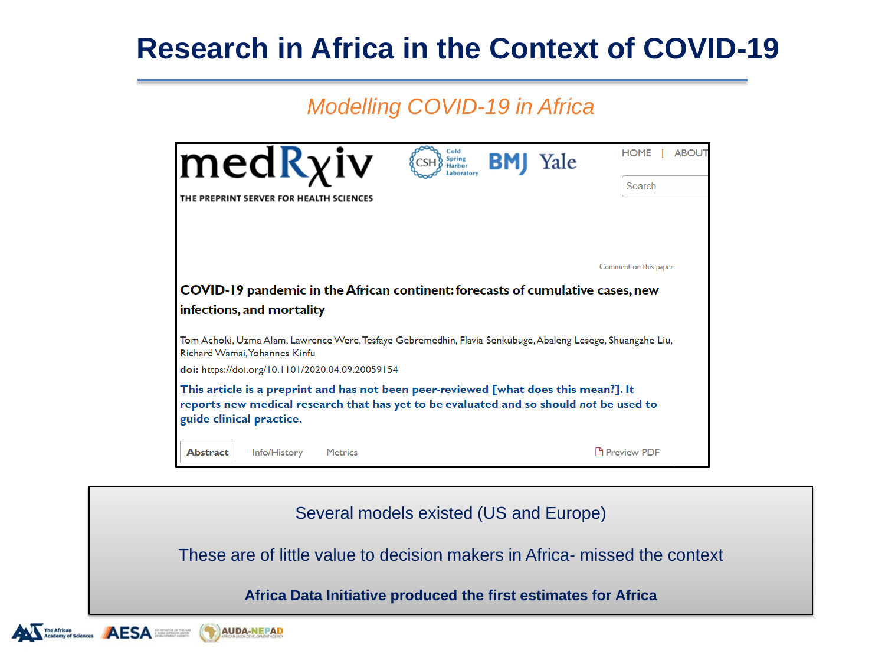# Research in Africa in the Context of COVID-19

*Modelling COVID-19 in Africa*

medRχiv

THE PREPRINT SERVER FOR HEALTH SCIENCES

Cold Spring Harbor Laboratory BMJ Yale

HOME | ABOUT

Search

Comment on this paper

**COVID-19 pandemic in the African continent: forecasts of cumulative cases, new infections, and mortality**

Tom Achoki, Uzma Alam, Lawrence Were, Tesfaye Gebremedhin, Flavia Senkubuge, Abaleng Lesego, Shuangzhe Liu, Richard Wamai, Yohannes Kinfu

**doi:** https://doi.org/10.1101/2020.04.09.20059154

**This article is a preprint and has not been peer-reviewed [what does this mean?]. It reports new medical research that has yet to be evaluated and so should *not* be used to guide clinical practice.**

**Abstract** Info/History Metrics Preview PDF

Several models existed (US and Europe)

These are of little value to decision makers in Africa- missed the context

**Africa Data Initiative produced the first estimates for Africa**

The African Academy of Sciences AESA AUDA-NEPAD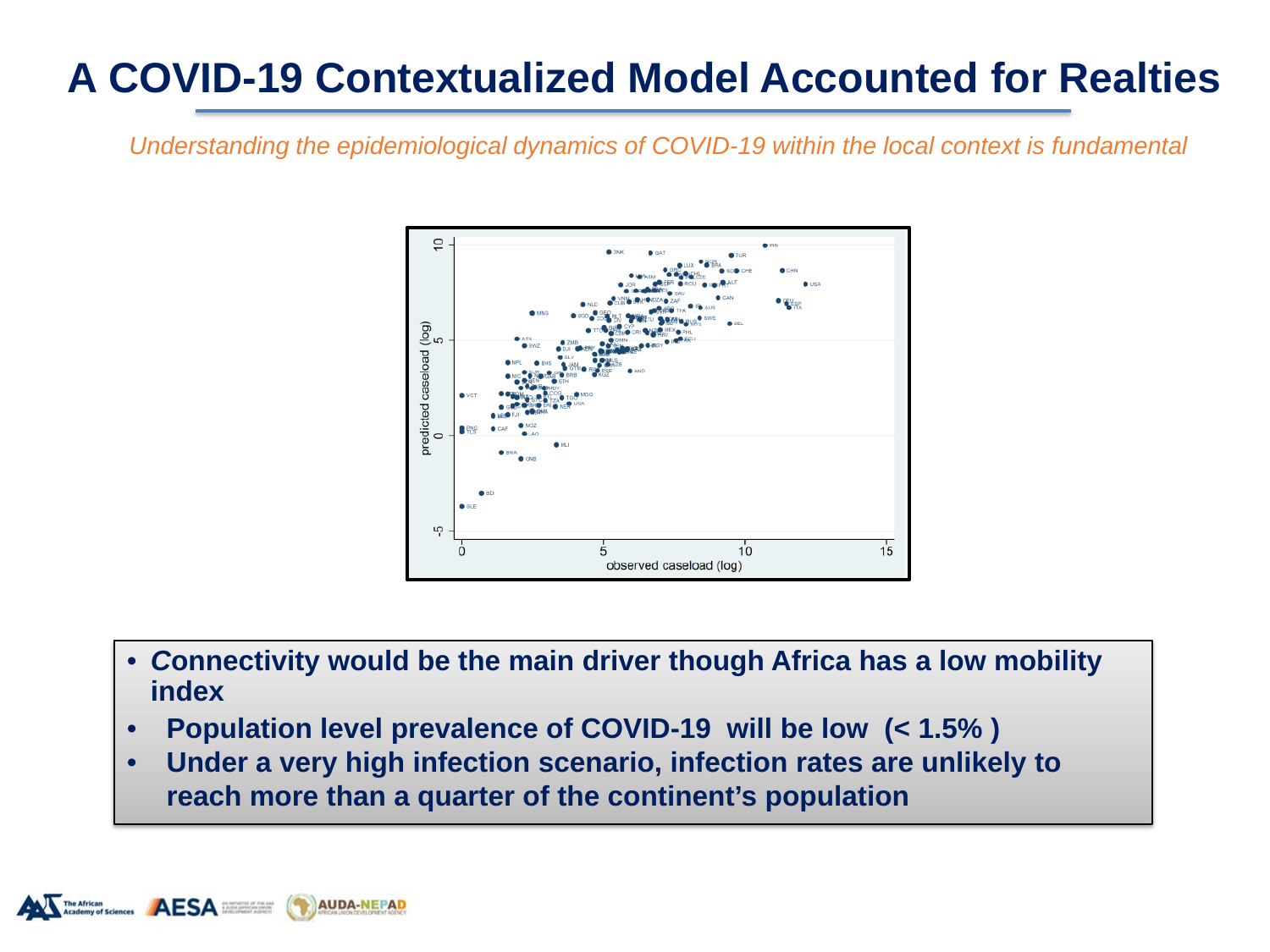# A COVID-19 Contextualized Model Accounted for Realties

*Understanding the epidemiological dynamics of COVID-19 within the local context is fundamental*

predicted caseload (log)

observed caseload (log)

10

5

0

-5

0

5

10

15

- ***C*onnectivity would be the main driver though Africa has a low mobility index**
- **Population level prevalence of COVID-19 will be low (< 1.5% )**
- **Under a very high infection scenario, infection rates are unlikely to reach more than a quarter of the continent's population**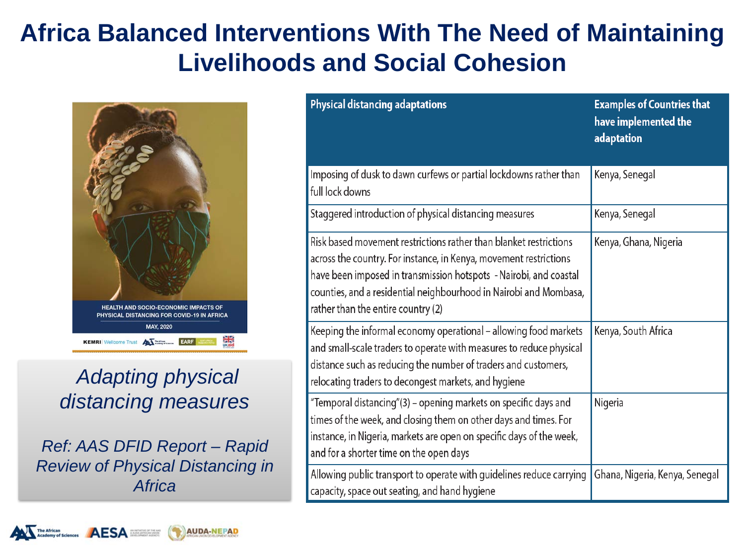# Africa Balanced Interventions With The Need of Maintaining Livelihoods and Social Cohesion

HEALTH AND SOCIO-ECONOMIC IMPACTS OF PHYSICAL DISTANCING FOR COVID-19 IN AFRICA

MAY, 2020

*Adapting physical distancing measures*

*Ref: AAS DFID Report – Rapid Review of Physical Distancing in Africa*

| Physical distancing adaptations | Examples of Countries that have implemented the adaptation |
| --- | --- |
| Imposing of dusk to dawn curfews or partial lockdowns rather than full lock downs | Kenya, Senegal |
| Staggered introduction of physical distancing measures | Kenya, Senegal |
| Risk based movement restrictions rather than blanket restrictions across the country. For instance, in Kenya, movement restrictions have been imposed in transmission hotspots - Nairobi, and coastal counties, and a residential neighbourhood in Nairobi and Mombasa, rather than the entire country (2) | Kenya, Ghana, Nigeria |
| Keeping the informal economy operational – allowing food markets and small-scale traders to operate with measures to reduce physical distance such as reducing the number of traders and customers, relocating traders to decongest markets, and hygiene | Kenya, South Africa |
| "Temporal distancing"(3) – opening markets on specific days and times of the week, and closing them on other days and times. For instance, in Nigeria, markets are open on specific days of the week, and for a shorter time on the open days | Nigeria |
| Allowing public transport to operate with guidelines reduce carrying capacity, space out seating, and hand hygiene | Ghana, Nigeria, Kenya, Senegal |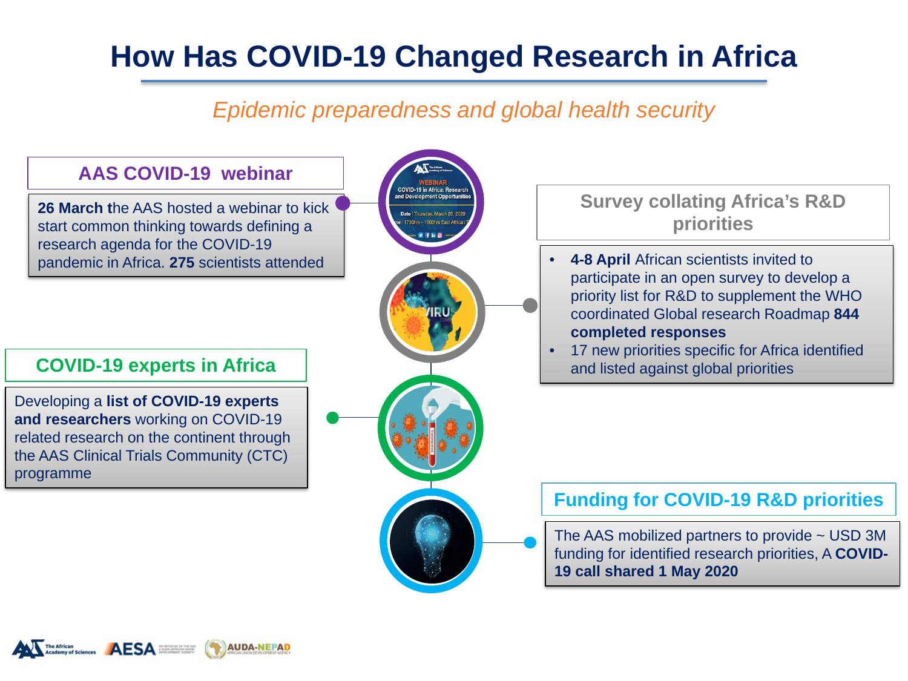# How Has COVID-19 Changed Research in Africa

*Epidemic preparedness and global health security*

## AAS COVID-19 webinar

**26 March t**he AAS hosted a webinar to kick start common thinking towards defining a research agenda for the COVID-19 pandemic in Africa. **275** scientists attended

## Survey collating Africa's R&D priorities

- **4-8 April** African scientists invited to participate in an open survey to develop a priority list for R&D to supplement the WHO coordinated Global research Roadmap **844 completed responses**
- 17 new priorities specific for Africa identified and listed against global priorities

## COVID-19 experts in Africa

Developing a **list of COVID-19 experts and researchers** working on COVID-19 related research on the continent through the AAS Clinical Trials Community (CTC) programme

## Funding for COVID-19 R&D priorities

The AAS mobilized partners to provide ~ USD 3M funding for identified research priorities, A **COVID-19 call shared 1 May 2020**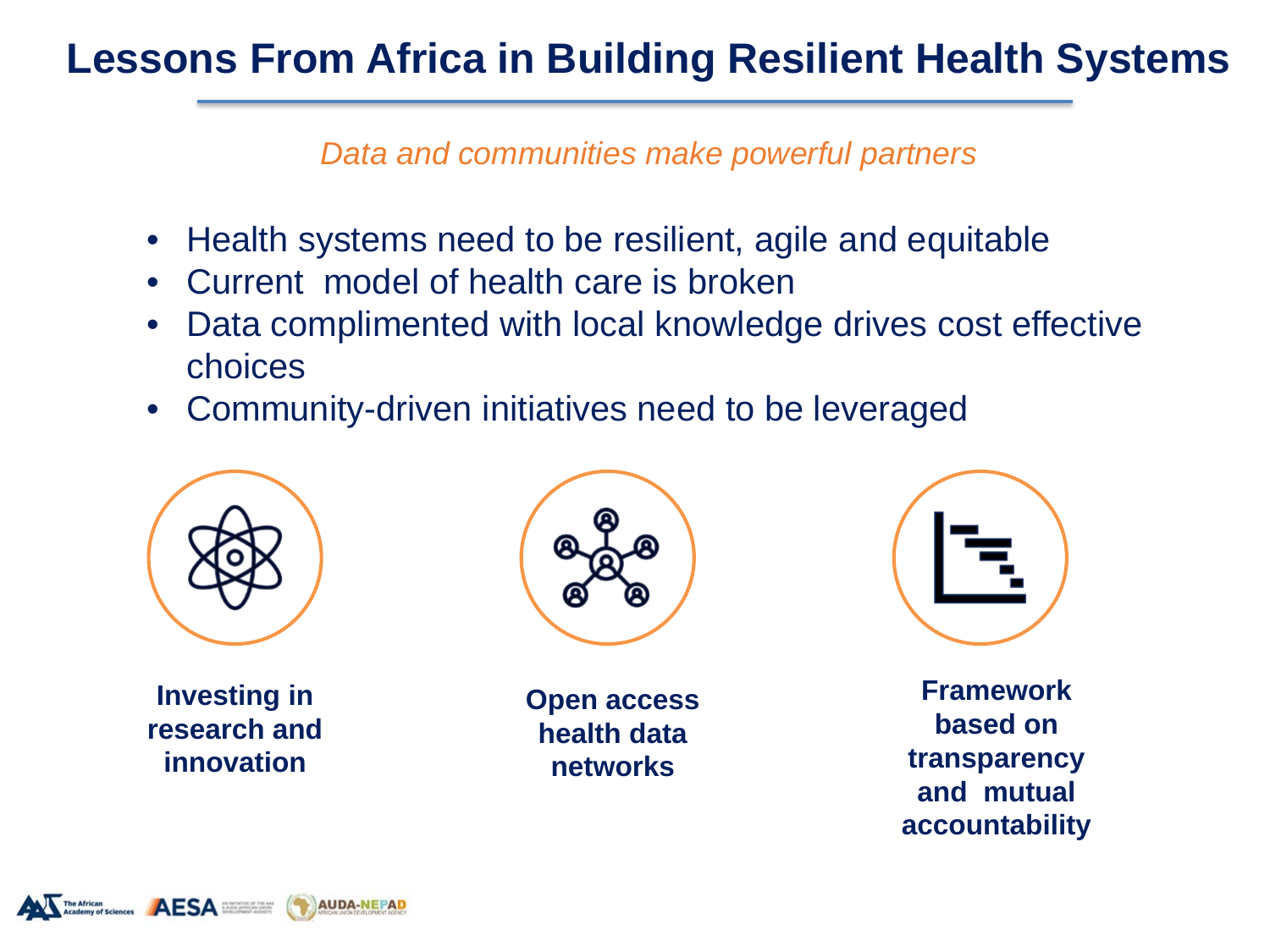# Lessons From Africa in Building Resilient Health Systems

*Data and communities make powerful partners*

- Health systems need to be resilient, agile and equitable
- Current model of health care is broken
- Data complimented with local knowledge drives cost effective choices
- Community-driven initiatives need to be leveraged

**Investing in research and innovation**

**Open access health data networks**

**Framework based on transparency and mutual accountability**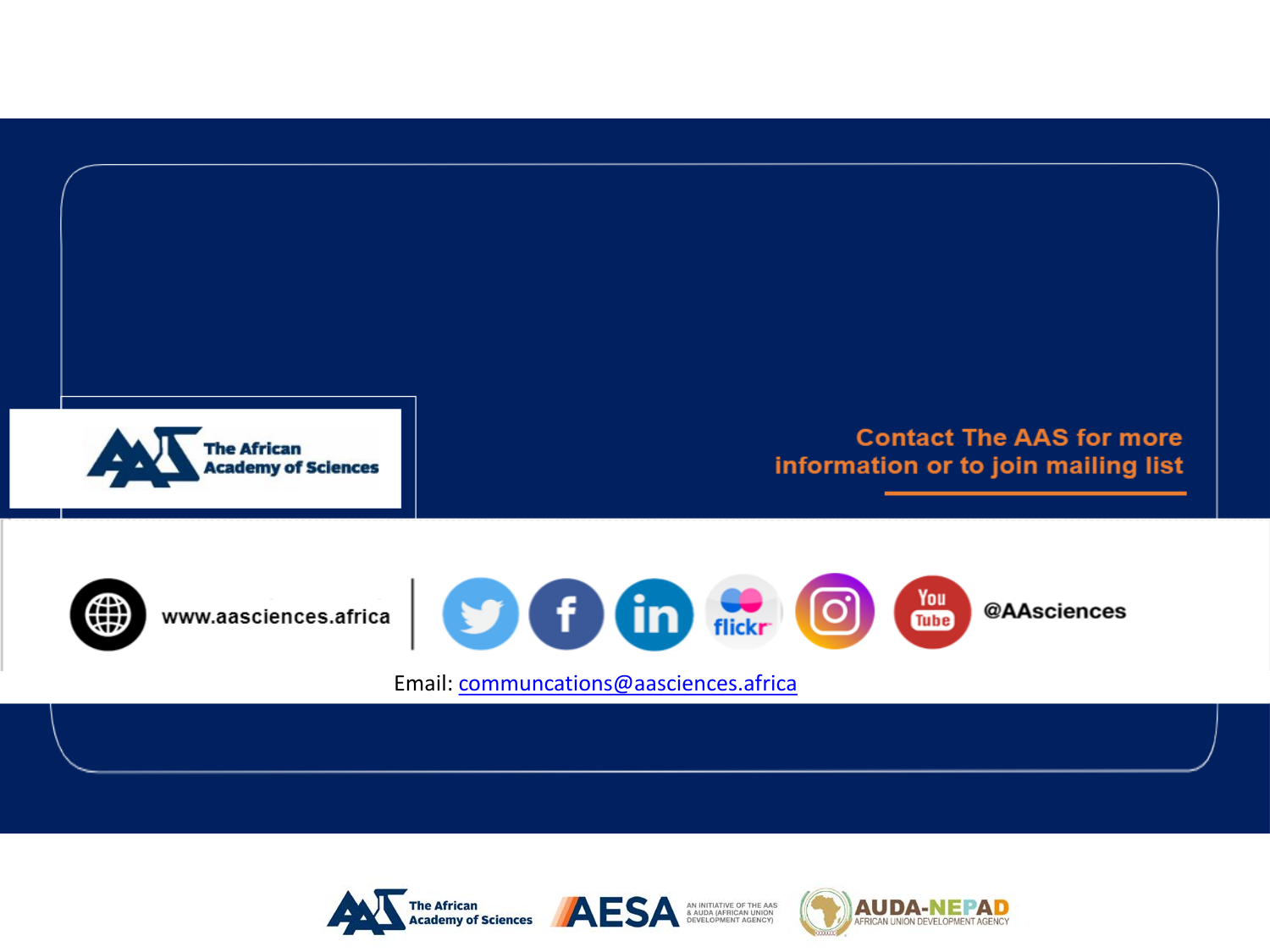The African Academy of Sciences

Contact The AAS for more information or to join mailing list

www.aasciences.africa

@AAsciences

Email: communcations@aasciences.africa

The African Academy of Sciences

AESA

AN INITIATIVE OF THE AAS & AUDA (AFRICAN UNION DEVELOPMENT AGENCY)

AUDA-NEPAD

AFRICAN UNION DEVELOPMENT AGENCY